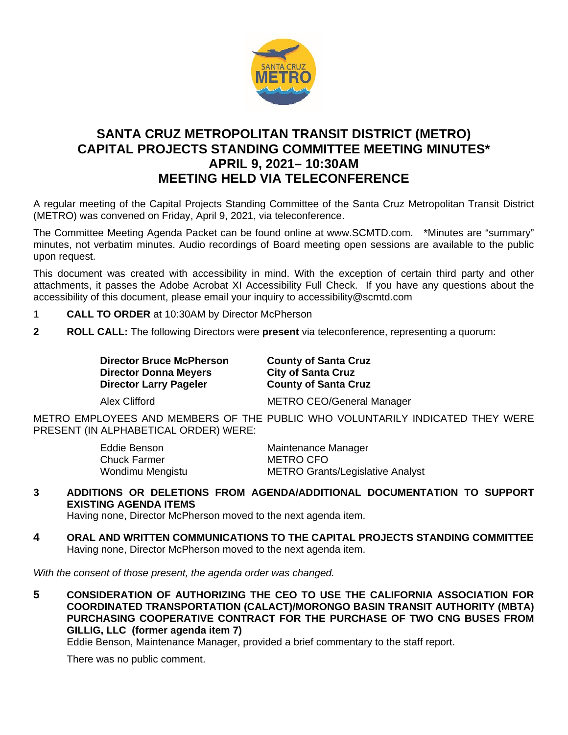# SANTA CRUZ METROPOLITAN TRANSIT DISTRICT (METRO) CAPITAL PROJECTS STANDING COMMITTEE MEETING MINUTES* APRIL 9, 2021– 10:30AM MEETING HELD VIA TELECONFERENCE

A regular meeting of the Capital Projects Standing Committee of the Santa Cruz Metropolitan Transit District (METRO) was convened on Friday, April 9, 2021, via teleconference.

The Committee Meeting Agenda Packet can be found online at www.SCMTD.com. *Minutes are "summary" minutes, not verbatim minutes. Audio recordings of Board meeting open sessions are available to the public upon request.

This document was created with accessibility in mind. With the exception of certain third party and other attachments, it passes the Adobe Acrobat XI Accessibility Full Check. If you have any questions about the accessibility of this document, please email your inquiry to accessibility@scmtd.com

1 **CALL TO ORDER** at 10:30AM by Director McPherson

**2** **ROLL CALL:** The following Directors were **present** via teleconference, representing a quorum:

| | |
|---|---|
| **Director Bruce McPherson** | **County of Santa Cruz** |
| **Director Donna Meyers** | **City of Santa Cruz** |
| **Director Larry Pageler** | **County of Santa Cruz** |
| Alex Clifford | METRO CEO/General Manager |

METRO EMPLOYEES AND MEMBERS OF THE PUBLIC WHO VOLUNTARILY INDICATED THEY WERE PRESENT (IN ALPHABETICAL ORDER) WERE:

| | |
|---|---|
| Eddie Benson | Maintenance Manager |
| Chuck Farmer | METRO CFO |
| Wondimu Mengistu | METRO Grants/Legislative Analyst |

**3** **ADDITIONS OR DELETIONS FROM AGENDA/ADDITIONAL DOCUMENTATION TO SUPPORT EXISTING AGENDA ITEMS**

Having none, Director McPherson moved to the next agenda item.

**4** **ORAL AND WRITTEN COMMUNICATIONS TO THE CAPITAL PROJECTS STANDING COMMITTEE**

Having none, Director McPherson moved to the next agenda item.

*With the consent of those present, the agenda order was changed.*

**5** **CONSIDERATION OF AUTHORIZING THE CEO TO USE THE CALIFORNIA ASSOCIATION FOR COORDINATED TRANSPORTATION (CALACT)/MORONGO BASIN TRANSIT AUTHORITY (MBTA) PURCHASING COOPERATIVE CONTRACT FOR THE PURCHASE OF TWO CNG BUSES FROM GILLIG, LLC (former agenda item 7)**

Eddie Benson, Maintenance Manager, provided a brief commentary to the staff report.

There was no public comment.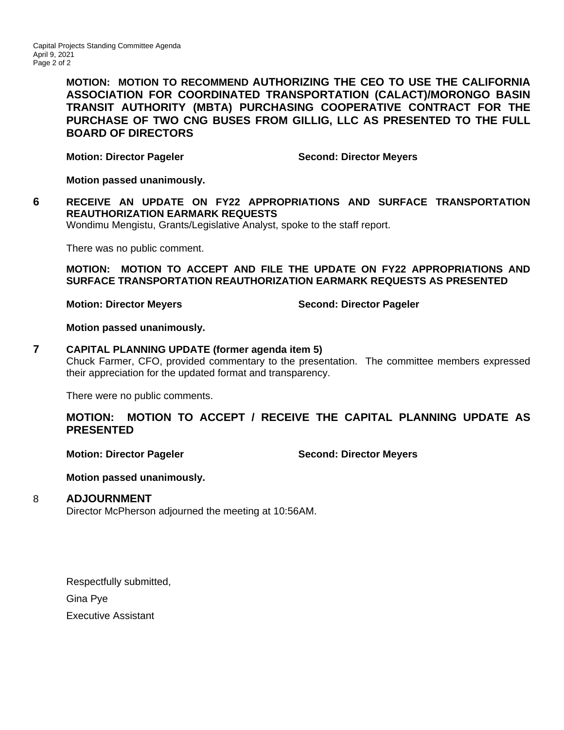**MOTION: MOTION TO RECOMMEND AUTHORIZING THE CEO TO USE THE CALIFORNIA ASSOCIATION FOR COORDINATED TRANSPORTATION (CALACT)/MORONGO BASIN TRANSIT AUTHORITY (MBTA) PURCHASING COOPERATIVE CONTRACT FOR THE PURCHASE OF TWO CNG BUSES FROM GILLIG, LLC AS PRESENTED TO THE FULL BOARD OF DIRECTORS**

**Motion: Director Pageler** **Second: Director Meyers**

**Motion passed unanimously.**

**6 RECEIVE AN UPDATE ON FY22 APPROPRIATIONS AND SURFACE TRANSPORTATION REAUTHORIZATION EARMARK REQUESTS**

Wondimu Mengistu, Grants/Legislative Analyst, spoke to the staff report.

There was no public comment.

**MOTION: MOTION TO ACCEPT AND FILE THE UPDATE ON FY22 APPROPRIATIONS AND SURFACE TRANSPORTATION REAUTHORIZATION EARMARK REQUESTS AS PRESENTED**

**Motion: Director Meyers** **Second: Director Pageler**

**Motion passed unanimously.**

**7 CAPITAL PLANNING UPDATE (former agenda item 5)**

Chuck Farmer, CFO, provided commentary to the presentation. The committee members expressed their appreciation for the updated format and transparency.

There were no public comments.

**MOTION: MOTION TO ACCEPT / RECEIVE THE CAPITAL PLANNING UPDATE AS PRESENTED**

**Motion: Director Pageler** **Second: Director Meyers**

**Motion passed unanimously.**

8 **ADJOURNMENT**

Director McPherson adjourned the meeting at 10:56AM.

Respectfully submitted,

Gina Pye

Executive Assistant